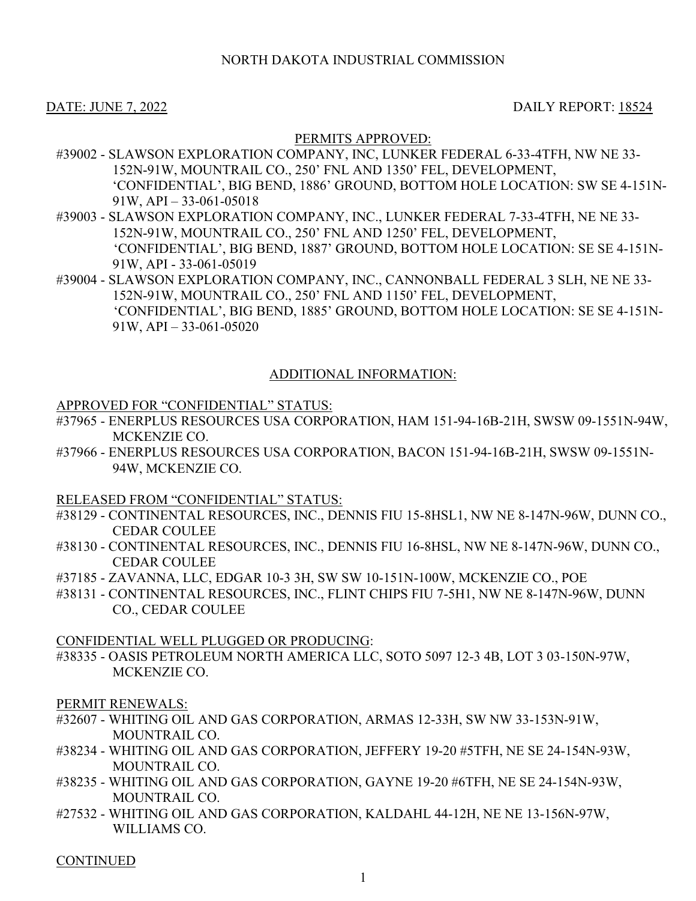NORTH DAKOTA INDUSTRIAL COMMISSION

DATE: JUNE 7, 2022 DAILY REPORT: 18524

PERMITS APPROVED:

#39002 - SLAWSON EXPLORATION COMPANY, INC, LUNKER FEDERAL 6-33-4TFH, NW NE 33-152N-91W, MOUNTRAIL CO., 250' FNL AND 1350' FEL, DEVELOPMENT, 'CONFIDENTIAL', BIG BEND, 1886' GROUND, BOTTOM HOLE LOCATION: SW SE 4-151N-91W, API – 33-061-05018

#39003 - SLAWSON EXPLORATION COMPANY, INC., LUNKER FEDERAL 7-33-4TFH, NE NE 33-152N-91W, MOUNTRAIL CO., 250' FNL AND 1250' FEL, DEVELOPMENT, 'CONFIDENTIAL', BIG BEND, 1887' GROUND, BOTTOM HOLE LOCATION: SE SE 4-151N-91W, API - 33-061-05019

#39004 - SLAWSON EXPLORATION COMPANY, INC., CANNONBALL FEDERAL 3 SLH, NE NE 33-152N-91W, MOUNTRAIL CO., 250' FNL AND 1150' FEL, DEVELOPMENT, 'CONFIDENTIAL', BIG BEND, 1885' GROUND, BOTTOM HOLE LOCATION: SE SE 4-151N-91W, API – 33-061-05020

ADDITIONAL INFORMATION:

APPROVED FOR "CONFIDENTIAL" STATUS:

#37965 - ENERPLUS RESOURCES USA CORPORATION, HAM 151-94-16B-21H, SWSW 09-1551N-94W, MCKENZIE CO.

#37966 - ENERPLUS RESOURCES USA CORPORATION, BACON 151-94-16B-21H, SWSW 09-1551N-94W, MCKENZIE CO.

RELEASED FROM "CONFIDENTIAL" STATUS:

#38129 - CONTINENTAL RESOURCES, INC., DENNIS FIU 15-8HSL1, NW NE 8-147N-96W, DUNN CO., CEDAR COULEE

#38130 - CONTINENTAL RESOURCES, INC., DENNIS FIU 16-8HSL, NW NE 8-147N-96W, DUNN CO., CEDAR COULEE

#37185 - ZAVANNA, LLC, EDGAR 10-3 3H, SW SW 10-151N-100W, MCKENZIE CO., POE

#38131 - CONTINENTAL RESOURCES, INC., FLINT CHIPS FIU 7-5H1, NW NE 8-147N-96W, DUNN CO., CEDAR COULEE

CONFIDENTIAL WELL PLUGGED OR PRODUCING:

#38335 - OASIS PETROLEUM NORTH AMERICA LLC, SOTO 5097 12-3 4B, LOT 3 03-150N-97W, MCKENZIE CO.

PERMIT RENEWALS:

#32607 - WHITING OIL AND GAS CORPORATION, ARMAS 12-33H, SW NW 33-153N-91W, MOUNTRAIL CO.

#38234 - WHITING OIL AND GAS CORPORATION, JEFFERY 19-20 #5TFH, NE SE 24-154N-93W, MOUNTRAIL CO.

#38235 - WHITING OIL AND GAS CORPORATION, GAYNE 19-20 #6TFH, NE SE 24-154N-93W, MOUNTRAIL CO.

#27532 - WHITING OIL AND GAS CORPORATION, KALDAHL 44-12H, NE NE 13-156N-97W, WILLIAMS CO.

CONTINUED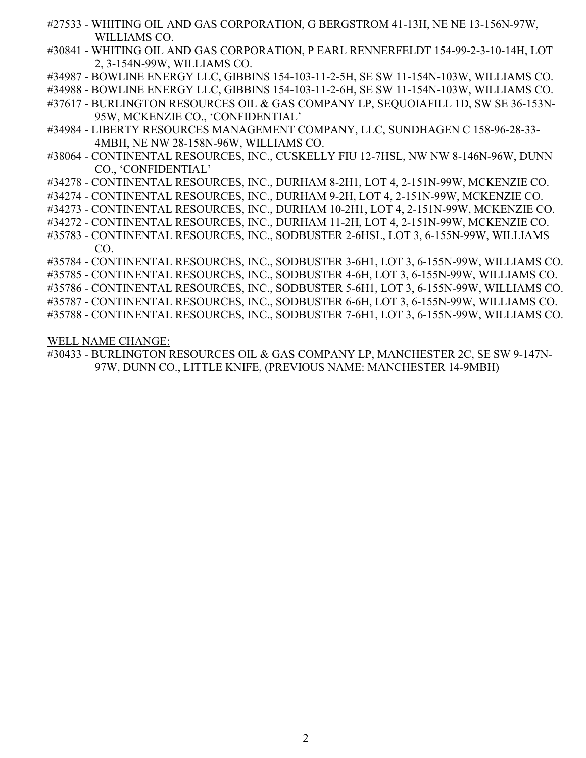#27533 - WHITING OIL AND GAS CORPORATION, G BERGSTROM 41-13H, NE NE 13-156N-97W, WILLIAMS CO.

#30841 - WHITING OIL AND GAS CORPORATION, P EARL RENNERFELDT 154-99-2-3-10-14H, LOT 2, 3-154N-99W, WILLIAMS CO.

#34987 - BOWLINE ENERGY LLC, GIBBINS 154-103-11-2-5H, SE SW 11-154N-103W, WILLIAMS CO.

#34988 - BOWLINE ENERGY LLC, GIBBINS 154-103-11-2-6H, SE SW 11-154N-103W, WILLIAMS CO.

#37617 - BURLINGTON RESOURCES OIL & GAS COMPANY LP, SEQUOIAFILL 1D, SW SE 36-153N-95W, MCKENZIE CO., ‘CONFIDENTIAL’

#34984 - LIBERTY RESOURCES MANAGEMENT COMPANY, LLC, SUNDHAGEN C 158-96-28-33-4MBH, NE NW 28-158N-96W, WILLIAMS CO.

#38064 - CONTINENTAL RESOURCES, INC., CUSKELLY FIU 12-7HSL, NW NW 8-146N-96W, DUNN CO., ‘CONFIDENTIAL’

#34278 - CONTINENTAL RESOURCES, INC., DURHAM 8-2H1, LOT 4, 2-151N-99W, MCKENZIE CO.

#34274 - CONTINENTAL RESOURCES, INC., DURHAM 9-2H, LOT 4, 2-151N-99W, MCKENZIE CO.

#34273 - CONTINENTAL RESOURCES, INC., DURHAM 10-2H1, LOT 4, 2-151N-99W, MCKENZIE CO.

#34272 - CONTINENTAL RESOURCES, INC., DURHAM 11-2H, LOT 4, 2-151N-99W, MCKENZIE CO.

#35783 - CONTINENTAL RESOURCES, INC., SODBUSTER 2-6HSL, LOT 3, 6-155N-99W, WILLIAMS CO.

#35784 - CONTINENTAL RESOURCES, INC., SODBUSTER 3-6H1, LOT 3, 6-155N-99W, WILLIAMS CO.

#35785 - CONTINENTAL RESOURCES, INC., SODBUSTER 4-6H, LOT 3, 6-155N-99W, WILLIAMS CO.

#35786 - CONTINENTAL RESOURCES, INC., SODBUSTER 5-6H1, LOT 3, 6-155N-99W, WILLIAMS CO.

#35787 - CONTINENTAL RESOURCES, INC., SODBUSTER 6-6H, LOT 3, 6-155N-99W, WILLIAMS CO.

#35788 - CONTINENTAL RESOURCES, INC., SODBUSTER 7-6H1, LOT 3, 6-155N-99W, WILLIAMS CO.

<u>WELL NAME CHANGE:</u>

#30433 - BURLINGTON RESOURCES OIL & GAS COMPANY LP, MANCHESTER 2C, SE SW 9-147N-97W, DUNN CO., LITTLE KNIFE, (PREVIOUS NAME: MANCHESTER 14-9MBH)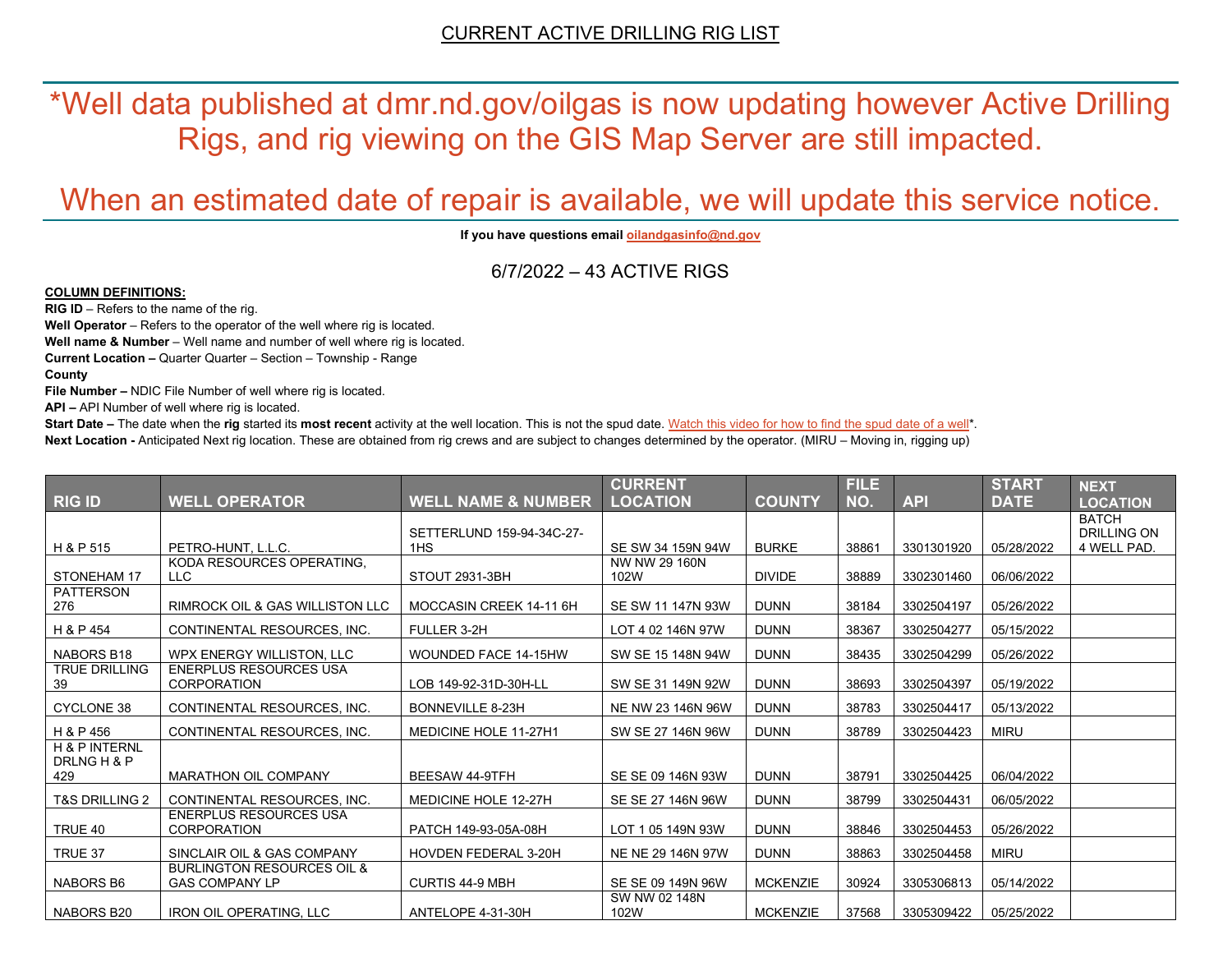# CURRENT ACTIVE DRILLING RIG LIST

## *Well data published at dmr.nd.gov/oilgas is now updating however Active Drilling Rigs, and rig viewing on the GIS Map Server are still impacted.

## When an estimated date of repair is available, we will update this service notice.

**If you have questions email oilandgasinfo@nd.gov**

6/7/2022 – 43 ACTIVE RIGS

**COLUMN DEFINITIONS:**

**RIG ID** – Refers to the name of the rig.

**Well Operator** – Refers to the operator of the well where rig is located.

**Well name & Number** – Well name and number of well where rig is located.

**Current Location –** Quarter Quarter – Section – Township - Range

**County**

**File Number –** NDIC File Number of well where rig is located.

**API –** API Number of well where rig is located.

**Start Date –** The date when the **rig** started its **most recent** activity at the well location. This is not the spud date. Watch this video for how to find the spud date of a well*.

**Next Location -** Anticipated Next rig location. These are obtained from rig crews and are subject to changes determined by the operator. (MIRU – Moving in, rigging up)

| RIG ID | WELL OPERATOR | WELL NAME & NUMBER | CURRENT LOCATION | COUNTY | FILE NO. | API | START DATE | NEXT LOCATION |
|---|---|---|---|---|---|---|---|---|
| H & P 515 | PETRO-HUNT, L.L.C. | SETTERLUND 159-94-34C-27-1HS | SE SW 34 159N 94W | BURKE | 38861 | 3301301920 | 05/28/2022 | BATCH DRILLING ON 4 WELL PAD. |
| STONEHAM 17 | KODA RESOURCES OPERATING, LLC | STOUT 2931-3BH | NW NW 29 160N 102W | DIVIDE | 38889 | 3302301460 | 06/06/2022 | |
| PATTERSON 276 | RIMROCK OIL & GAS WILLISTON LLC | MOCCASIN CREEK 14-11 6H | SE SW 11 147N 93W | DUNN | 38184 | 3302504197 | 05/26/2022 | |
| H & P 454 | CONTINENTAL RESOURCES, INC. | FULLER 3-2H | LOT 4 02 146N 97W | DUNN | 38367 | 3302504277 | 05/15/2022 | |
| NABORS B18 | WPX ENERGY WILLISTON, LLC | WOUNDED FACE 14-15HW | SW SE 15 148N 94W | DUNN | 38435 | 3302504299 | 05/26/2022 | |
| TRUE DRILLING 39 | ENERPLUS RESOURCES USA CORPORATION | LOB 149-92-31D-30H-LL | SW SE 31 149N 92W | DUNN | 38693 | 3302504397 | 05/19/2022 | |
| CYCLONE 38 | CONTINENTAL RESOURCES, INC. | BONNEVILLE 8-23H | NE NW 23 146N 96W | DUNN | 38783 | 3302504417 | 05/13/2022 | |
| H & P 456 | CONTINENTAL RESOURCES, INC. | MEDICINE HOLE 11-27H1 | SW SE 27 146N 96W | DUNN | 38789 | 3302504423 | MIRU | |
| H & P INTERNL DRLNG H & P 429 | MARATHON OIL COMPANY | BEESAW 44-9TFH | SE SE 09 146N 93W | DUNN | 38791 | 3302504425 | 06/04/2022 | |
| T&S DRILLING 2 | CONTINENTAL RESOURCES, INC. | MEDICINE HOLE 12-27H | SE SE 27 146N 96W | DUNN | 38799 | 3302504431 | 06/05/2022 | |
| TRUE 40 | ENERPLUS RESOURCES USA CORPORATION | PATCH 149-93-05A-08H | LOT 1 05 149N 93W | DUNN | 38846 | 3302504453 | 05/26/2022 | |
| TRUE 37 | SINCLAIR OIL & GAS COMPANY | HOVDEN FEDERAL 3-20H | NE NE 29 146N 97W | DUNN | 38863 | 3302504458 | MIRU | |
| NABORS B6 | BURLINGTON RESOURCES OIL & GAS COMPANY LP | CURTIS 44-9 MBH | SE SE 09 149N 96W | MCKENZIE | 30924 | 3305306813 | 05/14/2022 | |
| NABORS B20 | IRON OIL OPERATING, LLC | ANTELOPE 4-31-30H | SW NW 02 148N 102W | MCKENZIE | 37568 | 3305309422 | 05/25/2022 | |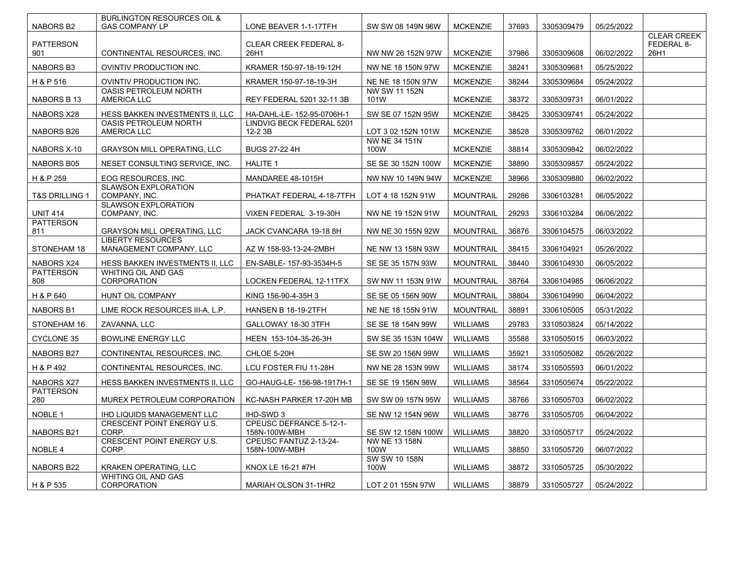| | | | | | | | | |
|---|---|---|---|---|---|---|---|---|
| NABORS B2 | BURLINGTON RESOURCES OIL & GAS COMPANY LP | LONE BEAVER 1-1-17TFH | SW SW 08 149N 96W | MCKENZIE | 37693 | 3305309479 | 05/25/2022 | |
| PATTERSON 901 | CONTINENTAL RESOURCES, INC. | CLEAR CREEK FEDERAL 8-26H1 | NW NW 26 152N 97W | MCKENZIE | 37986 | 3305309608 | 06/02/2022 | CLEAR CREEK FEDERAL 8-26H1 |
| NABORS B3 | OVINTIV PRODUCTION INC. | KRAMER 150-97-18-19-12H | NW NE 18 150N 97W | MCKENZIE | 38241 | 3305309681 | 05/25/2022 | |
| H & P 516 | OVINTIV PRODUCTION INC. | KRAMER 150-97-18-19-3H | NE NE 18 150N 97W | MCKENZIE | 38244 | 3305309684 | 05/24/2022 | |
| NABORS B 13 | OASIS PETROLEUM NORTH AMERICA LLC | REY FEDERAL 5201 32-11 3B | NW SW 11 152N 101W | MCKENZIE | 38372 | 3305309731 | 06/01/2022 | |
| NABORS X28 | HESS BAKKEN INVESTMENTS II, LLC | HA-DAHL-LE- 152-95-0706H-1 | SW SE 07 152N 95W | MCKENZIE | 38425 | 3305309741 | 05/24/2022 | |
| NABORS B26 | OASIS PETROLEUM NORTH AMERICA LLC | LINDVIG BECK FEDERAL 5201 12-2 3B | LOT 3 02 152N 101W | MCKENZIE | 38528 | 3305309762 | 06/01/2022 | |
| NABORS X-10 | GRAYSON MILL OPERATING, LLC | BUGS 27-22 4H | NW NE 34 151N 100W | MCKENZIE | 38814 | 3305309842 | 06/02/2022 | |
| NABORS B05 | NESET CONSULTING SERVICE, INC. | HALITE 1 | SE SE 30 152N 100W | MCKENZIE | 38890 | 3305309857 | 05/24/2022 | |
| H & P 259 | EOG RESOURCES, INC. | MANDAREE 48-1015H | NW NW 10 149N 94W | MCKENZIE | 38966 | 3305309880 | 06/02/2022 | |
| T&S DRILLING 1 | SLAWSON EXPLORATION COMPANY, INC. | PHATKAT FEDERAL 4-18-7TFH | LOT 4 18 152N 91W | MOUNTRAIL | 29286 | 3306103281 | 06/05/2022 | |
| UNIT 414 | SLAWSON EXPLORATION COMPANY, INC. | VIXEN FEDERAL 3-19-30H | NW NE 19 152N 91W | MOUNTRAIL | 29293 | 3306103284 | 06/06/2022 | |
| PATTERSON 811 | GRAYSON MILL OPERATING, LLC | JACK CVANCARA 19-18 8H | NW NE 30 155N 92W | MOUNTRAIL | 36876 | 3306104575 | 06/03/2022 | |
| STONEHAM 18 | LIBERTY RESOURCES MANAGEMENT COMPANY, LLC | AZ W 158-93-13-24-2MBH | NE NW 13 158N 93W | MOUNTRAIL | 38415 | 3306104921 | 05/26/2022 | |
| NABORS X24 | HESS BAKKEN INVESTMENTS II, LLC | EN-SABLE- 157-93-3534H-5 | SE SE 35 157N 93W | MOUNTRAIL | 38440 | 3306104930 | 06/05/2022 | |
| PATTERSON 808 | WHITING OIL AND GAS CORPORATION | LOCKEN FEDERAL 12-11TFX | SW NW 11 153N 91W | MOUNTRAIL | 38764 | 3306104985 | 06/06/2022 | |
| H & P 640 | HUNT OIL COMPANY | KING 156-90-4-35H 3 | SE SE 05 156N 90W | MOUNTRAIL | 38804 | 3306104990 | 06/04/2022 | |
| NABORS B1 | LIME ROCK RESOURCES III-A, L.P. | HANSEN B 18-19-2TFH | NE NE 18 155N 91W | MOUNTRAIL | 38891 | 3306105005 | 05/31/2022 | |
| STONEHAM 16 | ZAVANNA, LLC | GALLOWAY 18-30 3TFH | SE SE 18 154N 99W | WILLIAMS | 29783 | 3310503824 | 05/14/2022 | |
| CYCLONE 35 | BOWLINE ENERGY LLC | HEEN 153-104-35-26-3H | SW SE 35 153N 104W | WILLIAMS | 35588 | 3310505015 | 06/03/2022 | |
| NABORS B27 | CONTINENTAL RESOURCES, INC. | CHLOE 5-20H | SE SW 20 156N 99W | WILLIAMS | 35921 | 3310505082 | 05/26/2022 | |
| H & P 492 | CONTINENTAL RESOURCES, INC. | LCU FOSTER FIU 11-28H | NW NE 28 153N 99W | WILLIAMS | 38174 | 3310505593 | 06/01/2022 | |
| NABORS X27 | HESS BAKKEN INVESTMENTS II, LLC | GO-HAUG-LE- 156-98-1917H-1 | SE SE 19 156N 98W | WILLIAMS | 38564 | 3310505674 | 05/22/2022 | |
| PATTERSON 280 | MUREX PETROLEUM CORPORATION | KC-NASH PARKER 17-20H MB | SW SW 09 157N 95W | WILLIAMS | 38766 | 3310505703 | 06/02/2022 | |
| NOBLE 1 | IHD LIQUIDS MANAGEMENT LLC | IHD-SWD 3 | SE NW 12 154N 96W | WILLIAMS | 38776 | 3310505705 | 06/04/2022 | |
| NABORS B21 | CRESCENT POINT ENERGY U.S. CORP. | CPEUSC DEFRANCE 5-12-1-158N-100W-MBH | SE SW 12 158N 100W | WILLIAMS | 38820 | 3310505717 | 05/24/2022 | |
| NOBLE 4 | CRESCENT POINT ENERGY U.S. CORP. | CPEUSC FANTUZ 2-13-24-158N-100W-MBH | NW NE 13 158N 100W | WILLIAMS | 38850 | 3310505720 | 06/07/2022 | |
| NABORS B22 | KRAKEN OPERATING, LLC | KNOX LE 16-21 #7H | SW SW 10 158N 100W | WILLIAMS | 38872 | 3310505725 | 05/30/2022 | |
| H & P 535 | WHITING OIL AND GAS CORPORATION | MARIAH OLSON 31-1HR2 | LOT 2 01 155N 97W | WILLIAMS | 38879 | 3310505727 | 05/24/2022 | |